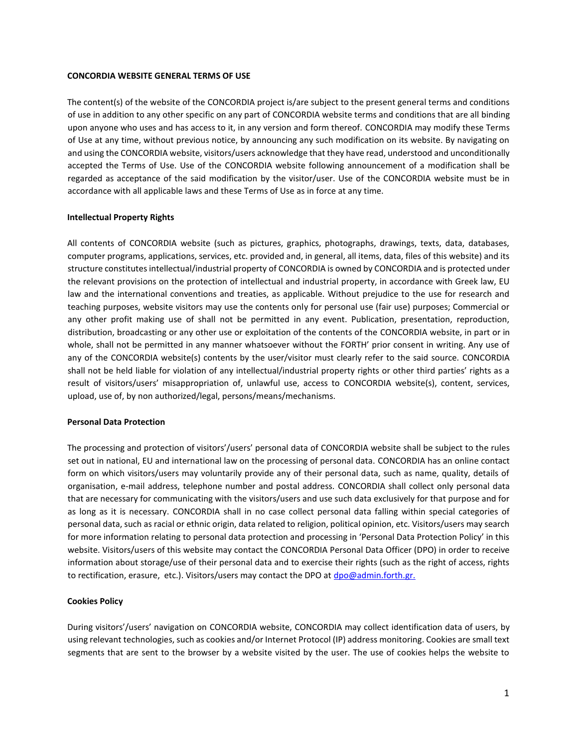# CONCORDIA WEBSITE GENERAL TERMS OF USE

The content(s) of the website of the CONCORDIA project is/are subject to the present general terms and conditions of use in addition to any other specific on any part of CONCORDIA website terms and conditions that are all binding upon anyone who uses and has access to it, in any version and form thereof. CONCORDIA may modify these Terms of Use at any time, without previous notice, by announcing any such modification on its website. By navigating on and using the CONCORDIA website, visitors/users acknowledge that they have read, understood and unconditionally accepted the Terms of Use. Use of the CONCORDIA website following announcement of a modification shall be regarded as acceptance of the said modification by the visitor/user. Use of the CONCORDIA website must be in accordance with all applicable laws and these Terms of Use as in force at any time.

## Intellectual Property Rights

All contents of CONCORDIA website (such as pictures, graphics, photographs, drawings, texts, data, databases, computer programs, applications, services, etc. provided and, in general, all items, data, files of this website) and its structure constitutes intellectual/industrial property of CONCORDIA is owned by CONCORDIA and is protected under the relevant provisions on the protection of intellectual and industrial property, in accordance with Greek law, EU law and the international conventions and treaties, as applicable. Without prejudice to the use for research and teaching purposes, website visitors may use the contents only for personal use (fair use) purposes; Commercial or any other profit making use of shall not be permitted in any event. Publication, presentation, reproduction, distribution, broadcasting or any other use or exploitation of the contents of the CONCORDIA website, in part or in whole, shall not be permitted in any manner whatsoever without the FORTH' prior consent in writing. Any use of any of the CONCORDIA website(s) contents by the user/visitor must clearly refer to the said source. CONCORDIA shall not be held liable for violation of any intellectual/industrial property rights or other third parties' rights as a result of visitors/users' misappropriation of, unlawful use, access to CONCORDIA website(s), content, services, upload, use of, by non authorized/legal, persons/means/mechanisms.

## Personal Data Protection

The processing and protection of visitors'/users' personal data of CONCORDIA website shall be subject to the rules set out in national, EU and international law on the processing of personal data. CONCORDIA has an online contact form on which visitors/users may voluntarily provide any of their personal data, such as name, quality, details of organisation, e-mail address, telephone number and postal address. CONCORDIA shall collect only personal data that are necessary for communicating with the visitors/users and use such data exclusively for that purpose and for as long as it is necessary. CONCORDIA shall in no case collect personal data falling within special categories of personal data, such as racial or ethnic origin, data related to religion, political opinion, etc. Visitors/users may search for more information relating to personal data protection and processing in 'Personal Data Protection Policy' in this website. Visitors/users of this website may contact the CONCORDIA Personal Data Officer (DPO) in order to receive information about storage/use of their personal data and to exercise their rights (such as the right of access, rights to rectification, erasure, etc.). Visitors/users may contact the DPO at dpo@admin.forth.gr.

## Cookies Policy

During visitors'/users' navigation on CONCORDIA website, CONCORDIA may collect identification data of users, by using relevant technologies, such as cookies and/or Internet Protocol (IP) address monitoring. Cookies are small text segments that are sent to the browser by a website visited by the user. The use of cookies helps the website to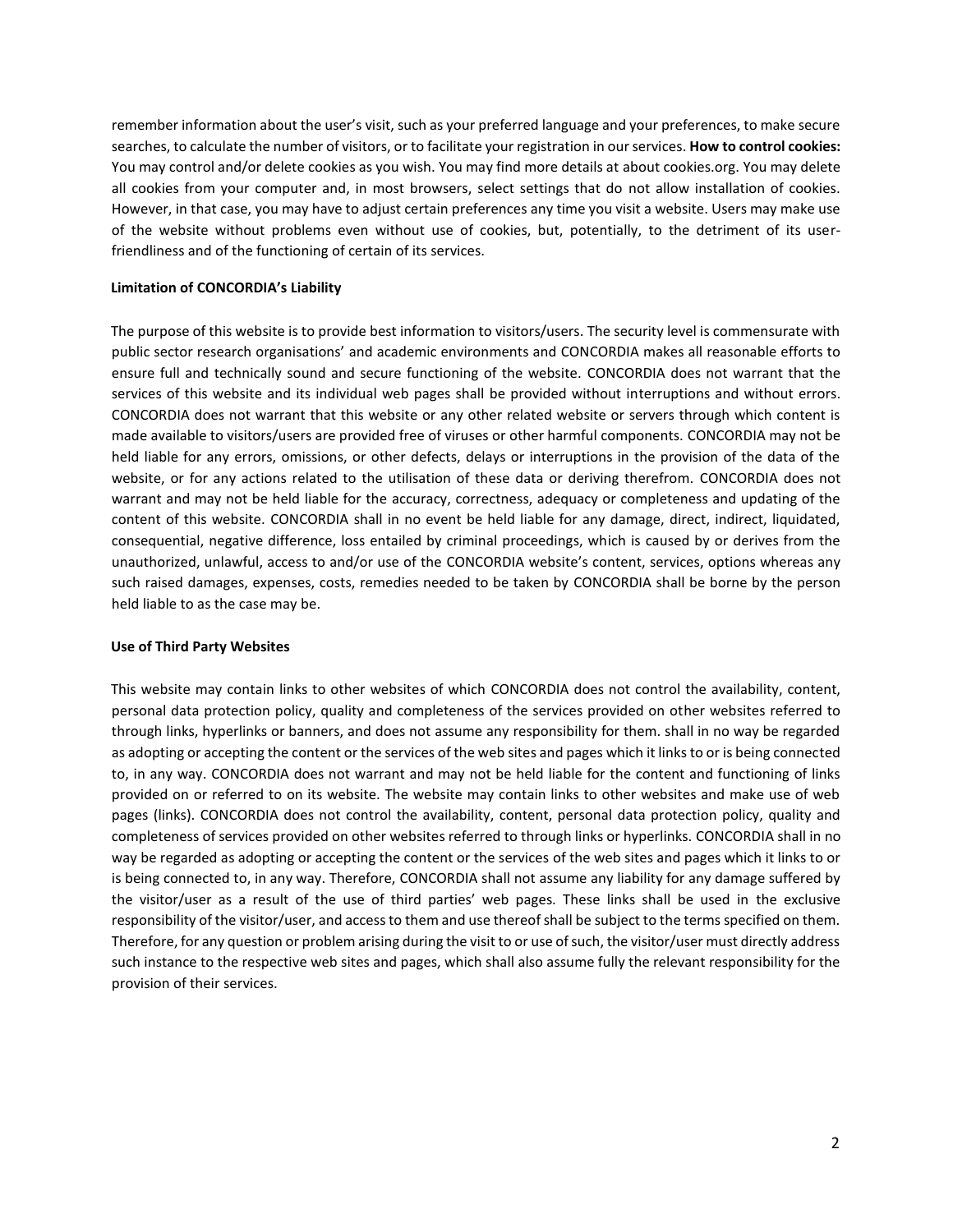remember information about the user's visit, such as your preferred language and your preferences, to make secure searches, to calculate the number of visitors, or to facilitate your registration in our services. **How to control cookies:** You may control and/or delete cookies as you wish. You may find more details at about cookies.org. You may delete all cookies from your computer and, in most browsers, select settings that do not allow installation of cookies. However, in that case, you may have to adjust certain preferences any time you visit a website. Users may make use of the website without problems even without use of cookies, but, potentially, to the detriment of its user-friendliness and of the functioning of certain of its services.

**Limitation of CONCORDIA's Liability**

The purpose of this website is to provide best information to visitors/users. The security level is commensurate with public sector research organisations' and academic environments and CONCORDIA makes all reasonable efforts to ensure full and technically sound and secure functioning of the website. CONCORDIA does not warrant that the services of this website and its individual web pages shall be provided without interruptions and without errors. CONCORDIA does not warrant that this website or any other related website or servers through which content is made available to visitors/users are provided free of viruses or other harmful components. CONCORDIA may not be held liable for any errors, omissions, or other defects, delays or interruptions in the provision of the data of the website, or for any actions related to the utilisation of these data or deriving therefrom. CONCORDIA does not warrant and may not be held liable for the accuracy, correctness, adequacy or completeness and updating of the content of this website. CONCORDIA shall in no event be held liable for any damage, direct, indirect, liquidated, consequential, negative difference, loss entailed by criminal proceedings, which is caused by or derives from the unauthorized, unlawful, access to and/or use of the CONCORDIA website's content, services, options whereas any such raised damages, expenses, costs, remedies needed to be taken by CONCORDIA shall be borne by the person held liable to as the case may be.

**Use of Third Party Websites**

This website may contain links to other websites of which CONCORDIA does not control the availability, content, personal data protection policy, quality and completeness of the services provided on other websites referred to through links, hyperlinks or banners, and does not assume any responsibility for them. shall in no way be regarded as adopting or accepting the content or the services of the web sites and pages which it links to or is being connected to, in any way. CONCORDIA does not warrant and may not be held liable for the content and functioning of links provided on or referred to on its website. The website may contain links to other websites and make use of web pages (links). CONCORDIA does not control the availability, content, personal data protection policy, quality and completeness of services provided on other websites referred to through links or hyperlinks. CONCORDIA shall in no way be regarded as adopting or accepting the content or the services of the web sites and pages which it links to or is being connected to, in any way. Therefore, CONCORDIA shall not assume any liability for any damage suffered by the visitor/user as a result of the use of third parties' web pages. These links shall be used in the exclusive responsibility of the visitor/user, and access to them and use thereof shall be subject to the terms specified on them. Therefore, for any question or problem arising during the visit to or use of such, the visitor/user must directly address such instance to the respective web sites and pages, which shall also assume fully the relevant responsibility for the provision of their services.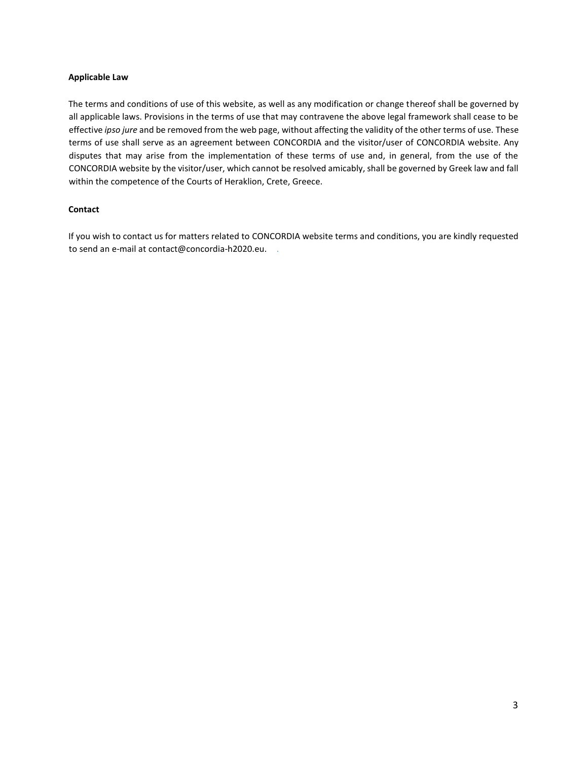**Applicable Law**

The terms and conditions of use of this website, as well as any modification or change thereof shall be governed by all applicable laws. Provisions in the terms of use that may contravene the above legal framework shall cease to be effective *ipso jure* and be removed from the web page, without affecting the validity of the other terms of use. These terms of use shall serve as an agreement between CONCORDIA and the visitor/user of CONCORDIA website. Any disputes that may arise from the implementation of these terms of use and, in general, from the use of the CONCORDIA website by the visitor/user, which cannot be resolved amicably, shall be governed by Greek law and fall within the competence of the Courts of Heraklion, Crete, Greece.

**Contact**

If you wish to contact us for matters related to CONCORDIA website terms and conditions, you are kindly requested to send an e-mail at contact@concordia-h2020.eu.